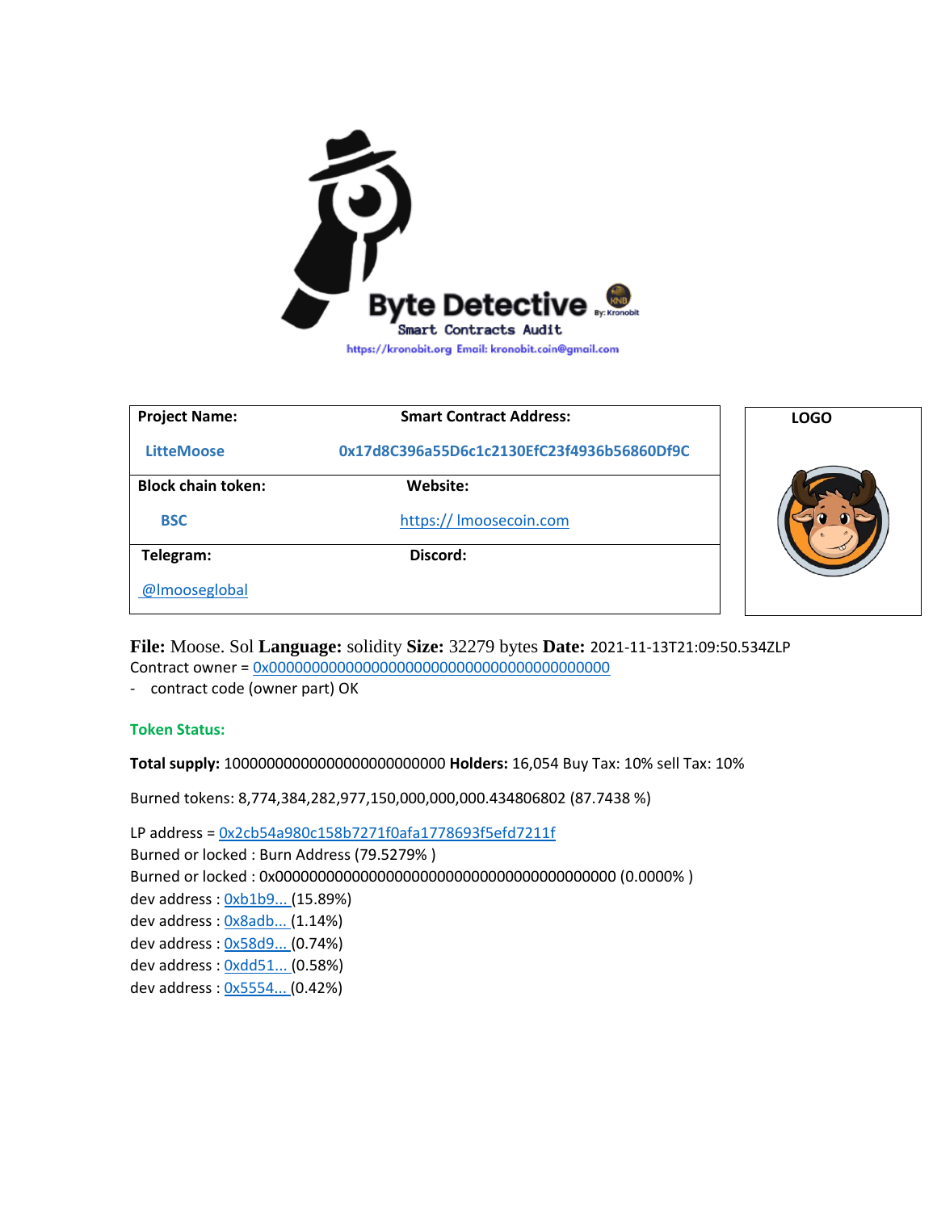Byte Detective By: Kronobit

Smart Contracts Audit

https://kronobit.org Email: kronobit.coin@gmail.com

| Project Name: | Smart Contract Address: |
| --- | --- |
| LitteMoose | 0x17d8C396a55D6c1c2130EfC23f4936b56860Df9C |
| **Block chain token:** | **Website:** |
| BSC | https:// lmoosecoin.com |
| **Telegram:** | **Discord:** |
| @lmooseglobal | |

**LOGO**

**File:** Moose. Sol **Language:** solidity **Size:** 32279 bytes **Date:** 2021-11-13T21:09:50.534ZLP

Contract owner = 0x0000000000000000000000000000000000000000

- contract code (owner part) OK

**Token Status:**

**Total supply:** 10000000000000000000000000 **Holders:** 16,054 Buy Tax: 10% sell Tax: 10%

Burned tokens: 8,774,384,282,977,150,000,000,000.434806802 (87.7438 %)

LP address = 0x2cb54a980c158b7271f0afa1778693f5efd7211f

Burned or locked : Burn Address (79.5279% )

Burned or locked : 0x0000000000000000000000000000000000000000 (0.0000% )

dev address : 0xb1b9... (15.89%)

dev address : 0x8adb... (1.14%)

dev address : 0x58d9... (0.74%)

dev address : 0xdd51... (0.58%)

dev address : 0x5554... (0.42%)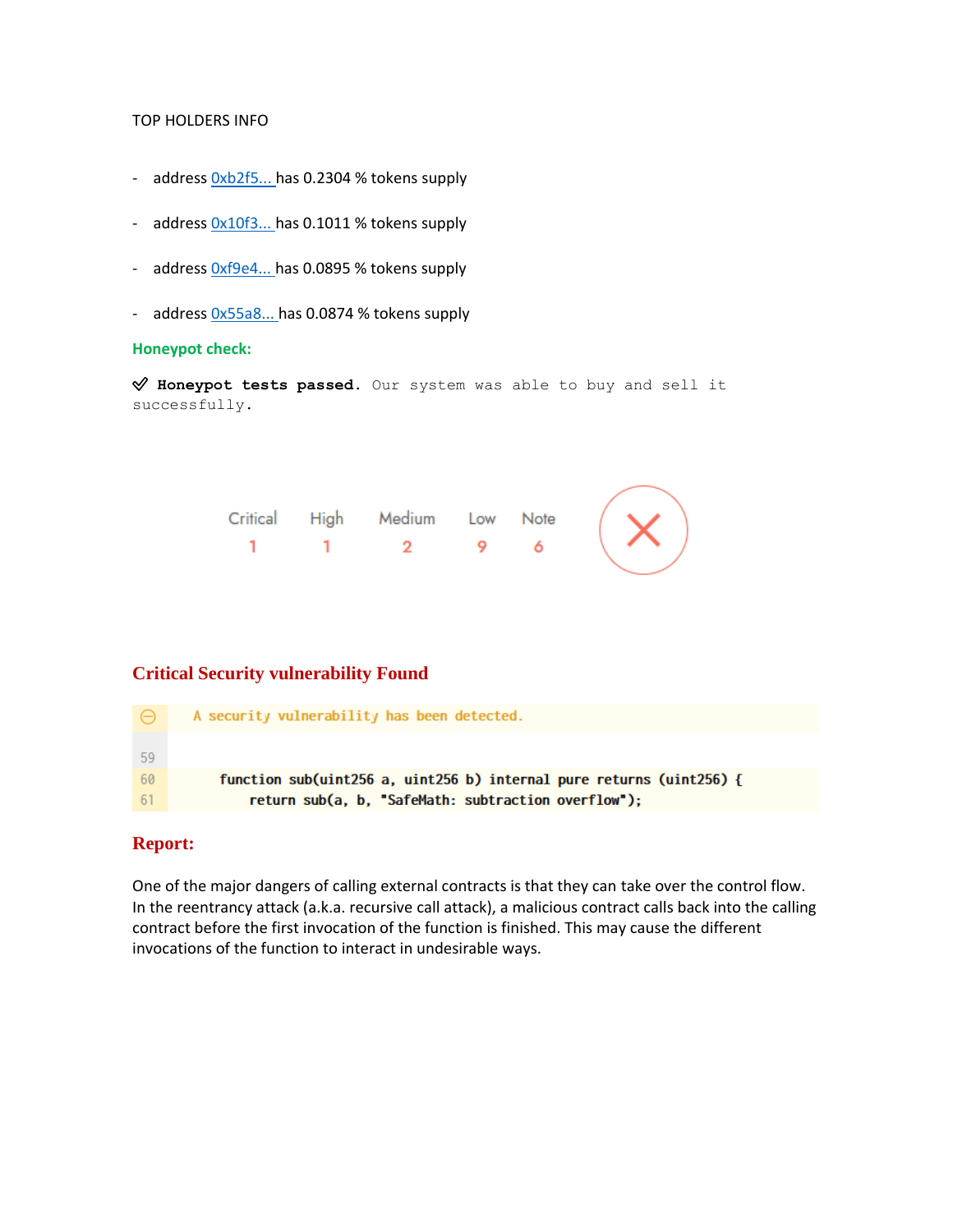TOP HOLDERS INFO

- address 0xb2f5... has 0.2304 % tokens supply
- address 0x10f3... has 0.1011 % tokens supply
- address 0xf9e4... has 0.0895 % tokens supply
- address 0x55a8... has 0.0874 % tokens supply

**Honeypot check:**

✓ **Honeypot tests passed.** Our system was able to buy and sell it successfully.

| Critical | High | Medium | Low | Note |
|---|---|---|---|---|
| 1 | 1 | 2 | 9 | 6 |

## Critical Security vulnerability Found

A security vulnerability has been detected.

```
59
60    function sub(uint256 a, uint256 b) internal pure returns (uint256) {
61        return sub(a, b, "SafeMath: subtraction overflow");
```

## Report:

One of the major dangers of calling external contracts is that they can take over the control flow. In the reentrancy attack (a.k.a. recursive call attack), a malicious contract calls back into the calling contract before the first invocation of the function is finished. This may cause the different invocations of the function to interact in undesirable ways.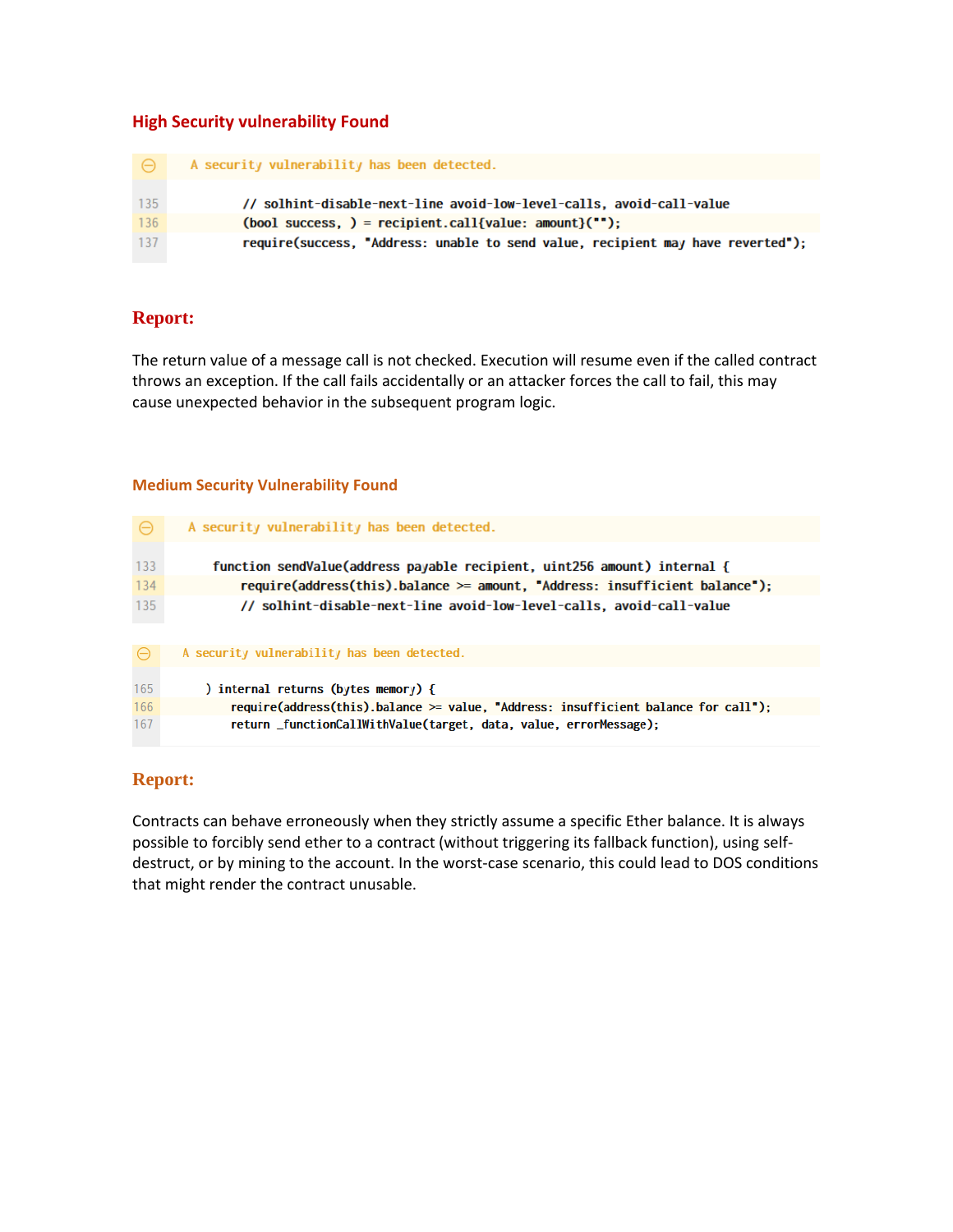## High Security vulnerability Found

A security vulnerability has been detected.

```
135         // solhint-disable-next-line avoid-low-level-calls, avoid-call-value
136         (bool success, ) = recipient.call{value: amount}("");
137         require(success, "Address: unable to send value, recipient may have reverted");
```

## Report:

The return value of a message call is not checked. Execution will resume even if the called contract throws an exception. If the call fails accidentally or an attacker forces the call to fail, this may cause unexpected behavior in the subsequent program logic.

## Medium Security Vulnerability Found

A security vulnerability has been detected.

```
133     function sendValue(address payable recipient, uint256 amount) internal {
134         require(address(this).balance >= amount, "Address: insufficient balance");
135         // solhint-disable-next-line avoid-low-level-calls, avoid-call-value
```

A security vulnerability has been detected.

```
165     ) internal returns (bytes memory) {
166         require(address(this).balance >= value, "Address: insufficient balance for call");
167         return _functionCallWithValue(target, data, value, errorMessage);
```

## Report:

Contracts can behave erroneously when they strictly assume a specific Ether balance. It is always possible to forcibly send ether to a contract (without triggering its fallback function), using self-destruct, or by mining to the account. In the worst-case scenario, this could lead to DOS conditions that might render the contract unusable.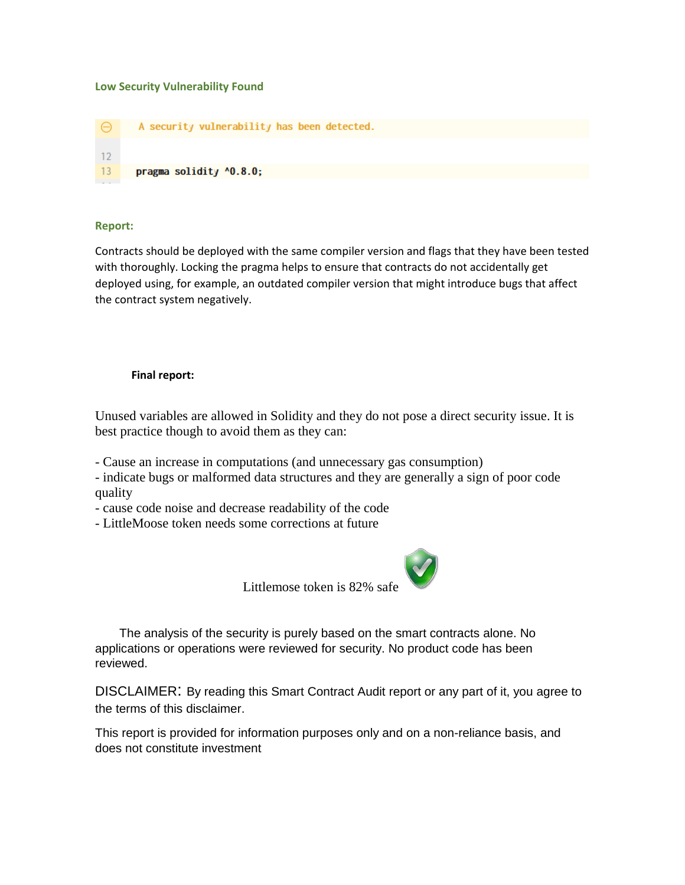### Low Security Vulnerability Found

```
⊖    A security vulnerability has been detected.

12
13   pragma solidity ^0.8.0;
```

### Report:

Contracts should be deployed with the same compiler version and flags that they have been tested with thoroughly. Locking the pragma helps to ensure that contracts do not accidentally get deployed using, for example, an outdated compiler version that might introduce bugs that affect the contract system negatively.

**Final report:**

Unused variables are allowed in Solidity and they do not pose a direct security issue. It is best practice though to avoid them as they can:

- Cause an increase in computations (and unnecessary gas consumption)
- indicate bugs or malformed data structures and they are generally a sign of poor code quality
- cause code noise and decrease readability of the code
- LittleMoose token needs some corrections at future

Littlemose token is 82% safe

The analysis of the security is purely based on the smart contracts alone. No applications or operations were reviewed for security. No product code has been reviewed.

DISCLAIMER: By reading this Smart Contract Audit report or any part of it, you agree to the terms of this disclaimer.

This report is provided for information purposes only and on a non-reliance basis, and does not constitute investment